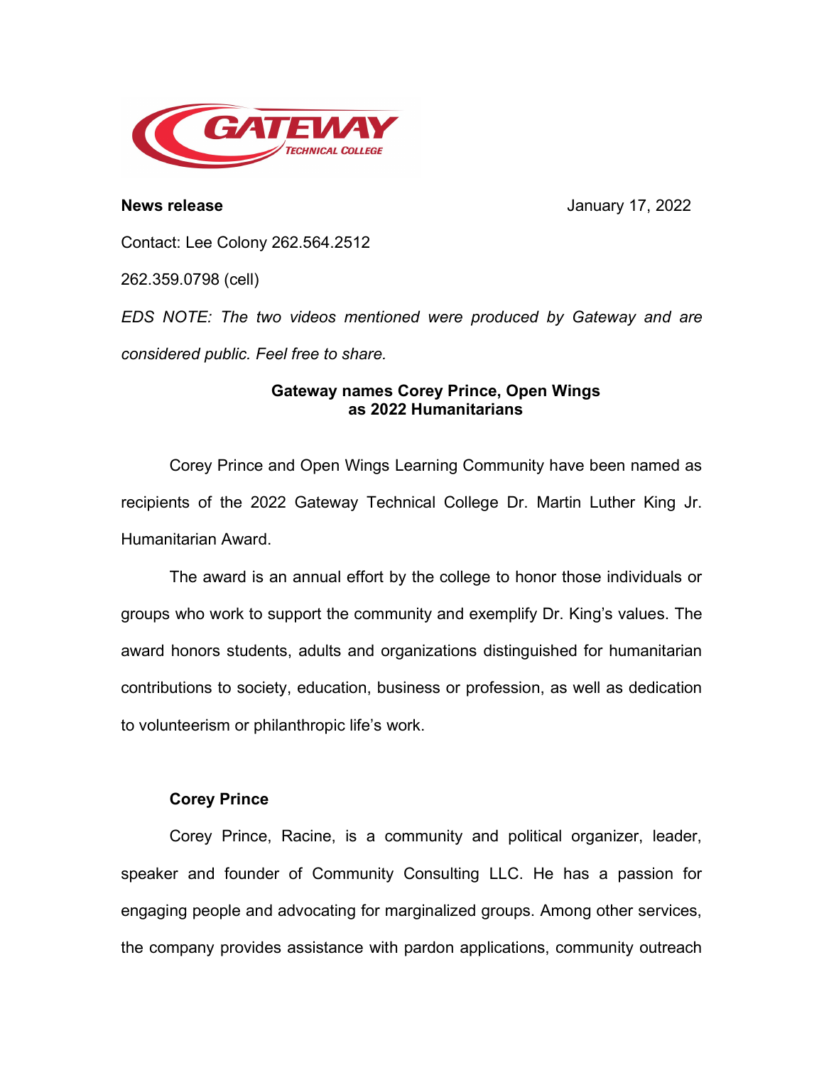**News release** January 17, 2022

Contact: Lee Colony 262.564.2512

262.359.0798 (cell)

*EDS NOTE: The two videos mentioned were produced by Gateway and are considered public. Feel free to share.*

## Gateway names Corey Prince, Open Wings as 2022 Humanitarians

Corey Prince and Open Wings Learning Community have been named as recipients of the 2022 Gateway Technical College Dr. Martin Luther King Jr. Humanitarian Award.

The award is an annual effort by the college to honor those individuals or groups who work to support the community and exemplify Dr. King's values. The award honors students, adults and organizations distinguished for humanitarian contributions to society, education, business or profession, as well as dedication to volunteerism or philanthropic life's work.

### Corey Prince

Corey Prince, Racine, is a community and political organizer, leader, speaker and founder of Community Consulting LLC. He has a passion for engaging people and advocating for marginalized groups. Among other services, the company provides assistance with pardon applications, community outreach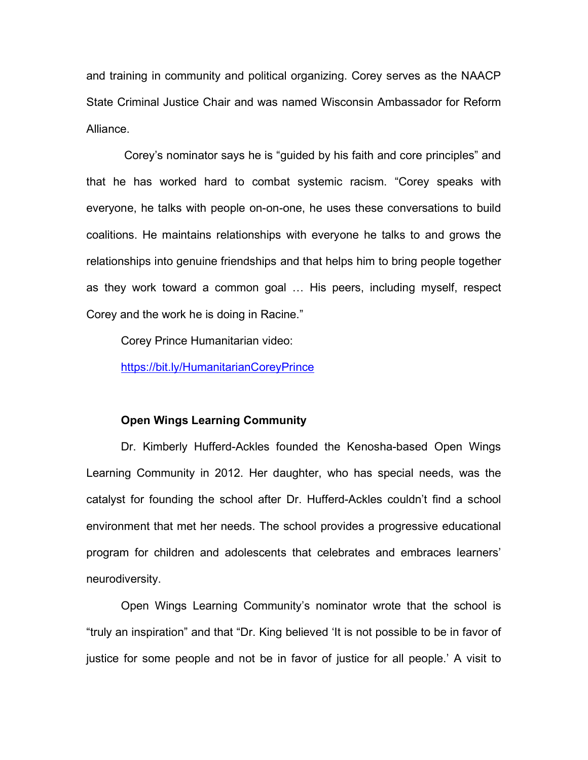and training in community and political organizing. Corey serves as the NAACP State Criminal Justice Chair and was named Wisconsin Ambassador for Reform Alliance.

Corey's nominator says he is "guided by his faith and core principles" and that he has worked hard to combat systemic racism. "Corey speaks with everyone, he talks with people on-on-one, he uses these conversations to build coalitions. He maintains relationships with everyone he talks to and grows the relationships into genuine friendships and that helps him to bring people together as they work toward a common goal … His peers, including myself, respect Corey and the work he is doing in Racine."

Corey Prince Humanitarian video:

https://bit.ly/HumanitarianCoreyPrince

**Open Wings Learning Community**

Dr. Kimberly Hufferd-Ackles founded the Kenosha-based Open Wings Learning Community in 2012. Her daughter, who has special needs, was the catalyst for founding the school after Dr. Hufferd-Ackles couldn't find a school environment that met her needs. The school provides a progressive educational program for children and adolescents that celebrates and embraces learners' neurodiversity.

Open Wings Learning Community's nominator wrote that the school is "truly an inspiration" and that "Dr. King believed 'It is not possible to be in favor of justice for some people and not be in favor of justice for all people.' A visit to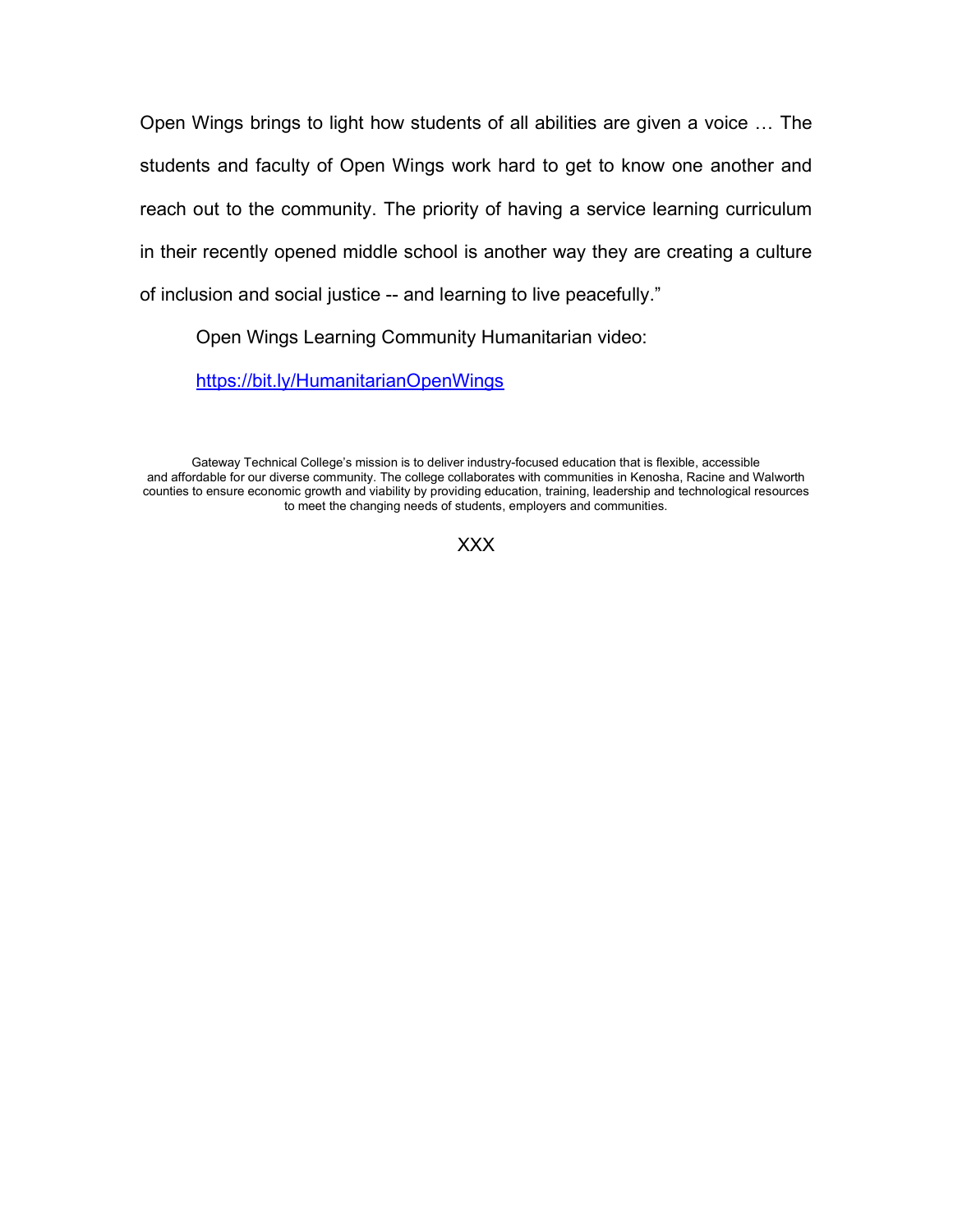Open Wings brings to light how students of all abilities are given a voice … The students and faculty of Open Wings work hard to get to know one another and reach out to the community. The priority of having a service learning curriculum in their recently opened middle school is another way they are creating a culture of inclusion and social justice -- and learning to live peacefully."

Open Wings Learning Community Humanitarian video:

https://bit.ly/HumanitarianOpenWings

Gateway Technical College's mission is to deliver industry-focused education that is flexible, accessible and affordable for our diverse community. The college collaborates with communities in Kenosha, Racine and Walworth counties to ensure economic growth and viability by providing education, training, leadership and technological resources to meet the changing needs of students, employers and communities.

XXX